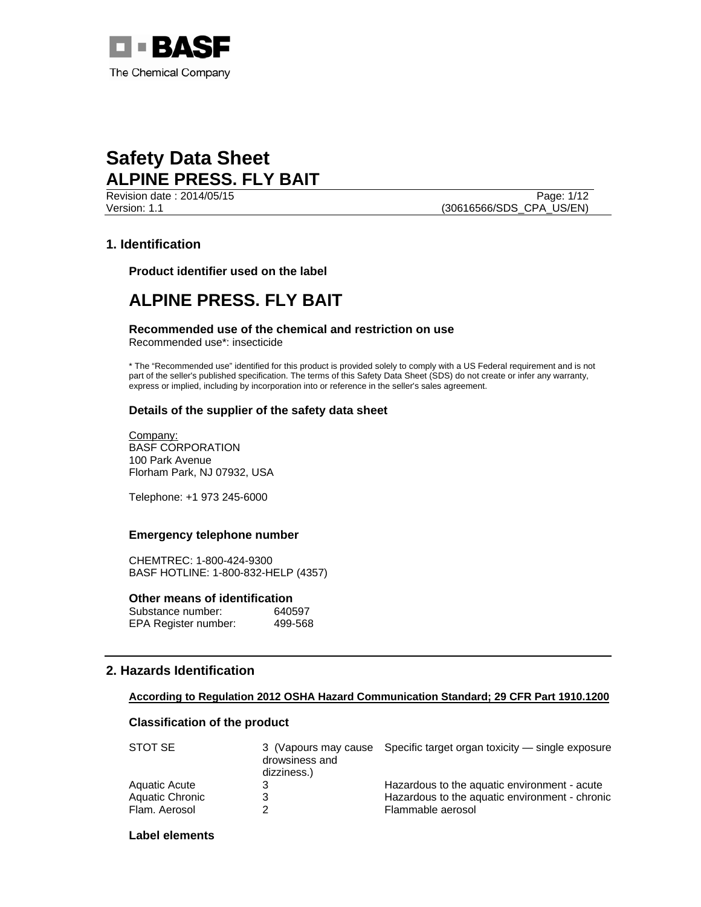BASF

The Chemical Company

# Safety Data Sheet
# ALPINE PRESS. FLY BAIT

Revision date : 2014/05/15
Version: 1.1 (30616566/SDS_CPA_US/EN)

## 1. Identification

### Product identifier used on the label

## ALPINE PRESS. FLY BAIT

### Recommended use of the chemical and restriction on use

Recommended use*: insecticide

* The “Recommended use” identified for this product is provided solely to comply with a US Federal requirement and is not part of the seller's published specification. The terms of this Safety Data Sheet (SDS) do not create or infer any warranty, express or implied, including by incorporation into or reference in the seller's sales agreement.

### Details of the supplier of the safety data sheet

Company:
BASF CORPORATION
100 Park Avenue
Florham Park, NJ 07932, USA

Telephone: +1 973 245-6000

### Emergency telephone number

CHEMTREC: 1-800-424-9300
BASF HOTLINE: 1-800-832-HELP (4357)

### Other means of identification

Substance number: 640597
EPA Register number: 499-568

## 2. Hazards Identification

**According to Regulation 2012 OSHA Hazard Communication Standard; 29 CFR Part 1910.1200**

### Classification of the product

| | | |
|---|---|---|
| STOT SE | 3 (Vapours may cause drowsiness and dizziness.) | Specific target organ toxicity — single exposure |
| Aquatic Acute | 3 | Hazardous to the aquatic environment - acute |
| Aquatic Chronic | 3 | Hazardous to the aquatic environment - chronic |
| Flam. Aerosol | 2 | Flammable aerosol |

### Label elements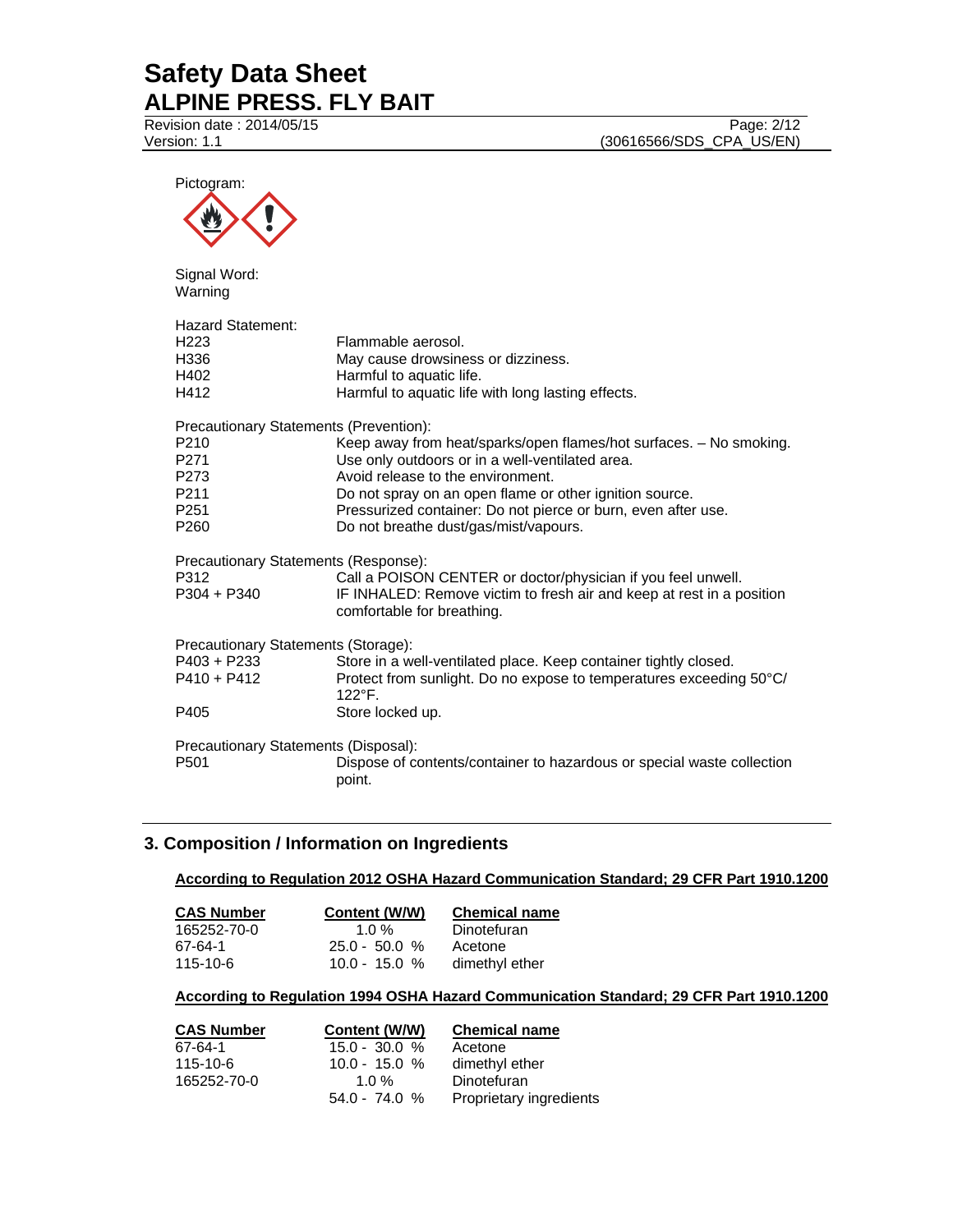Pictogram:

Signal Word:
Warning

Hazard Statement:

| | |
|---|---|
| H223 | Flammable aerosol. |
| H336 | May cause drowsiness or dizziness. |
| H402 | Harmful to aquatic life. |
| H412 | Harmful to aquatic life with long lasting effects. |

Precautionary Statements (Prevention):

| | |
|---|---|
| P210 | Keep away from heat/sparks/open flames/hot surfaces. – No smoking. |
| P271 | Use only outdoors or in a well-ventilated area. |
| P273 | Avoid release to the environment. |
| P211 | Do not spray on an open flame or other ignition source. |
| P251 | Pressurized container: Do not pierce or burn, even after use. |
| P260 | Do not breathe dust/gas/mist/vapours. |

Precautionary Statements (Response):

| | |
|---|---|
| P312 | Call a POISON CENTER or doctor/physician if you feel unwell. |
| P304 + P340 | IF INHALED: Remove victim to fresh air and keep at rest in a position comfortable for breathing. |

Precautionary Statements (Storage):

| | |
|---|---|
| P403 + P233 | Store in a well-ventilated place. Keep container tightly closed. |
| P410 + P412 | Protect from sunlight. Do no expose to temperatures exceeding 50°C/ 122°F. |
| P405 | Store locked up. |

Precautionary Statements (Disposal):

| | |
|---|---|
| P501 | Dispose of contents/container to hazardous or special waste collection point. |

## 3. Composition / Information on Ingredients

**According to Regulation 2012 OSHA Hazard Communication Standard; 29 CFR Part 1910.1200**

| CAS Number | Content (W/W) | Chemical name |
|---|---|---|
| 165252-70-0 | 1.0 % | Dinotefuran |
| 67-64-1 | 25.0 - 50.0 % | Acetone |
| 115-10-6 | 10.0 - 15.0 % | dimethyl ether |

**According to Regulation 1994 OSHA Hazard Communication Standard; 29 CFR Part 1910.1200**

| CAS Number | Content (W/W) | Chemical name |
|---|---|---|
| 67-64-1 | 15.0 - 30.0 % | Acetone |
| 115-10-6 | 10.0 - 15.0 % | dimethyl ether |
| 165252-70-0 | 1.0 % | Dinotefuran |
| | 54.0 - 74.0 % | Proprietary ingredients |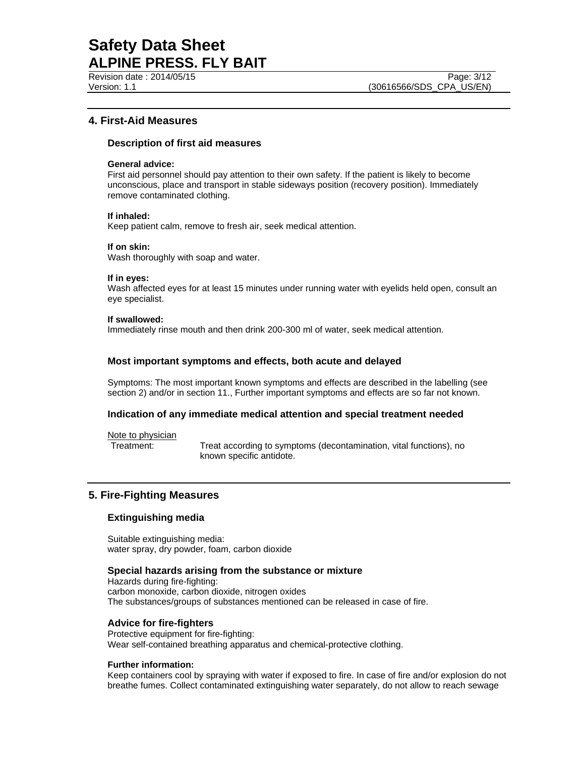## 4. First-Aid Measures

### Description of first aid measures

**General advice:**
First aid personnel should pay attention to their own safety. If the patient is likely to become unconscious, place and transport in stable sideways position (recovery position). Immediately remove contaminated clothing.

**If inhaled:**
Keep patient calm, remove to fresh air, seek medical attention.

**If on skin:**
Wash thoroughly with soap and water.

**If in eyes:**
Wash affected eyes for at least 15 minutes under running water with eyelids held open, consult an eye specialist.

**If swallowed:**
Immediately rinse mouth and then drink 200-300 ml of water, seek medical attention.

### Most important symptoms and effects, both acute and delayed

Symptoms: The most important known symptoms and effects are described in the labelling (see section 2) and/or in section 11., Further important symptoms and effects are so far not known.

### Indication of any immediate medical attention and special treatment needed

Note to physician

Treatment: Treat according to symptoms (decontamination, vital functions), no known specific antidote.

## 5. Fire-Fighting Measures

### Extinguishing media

Suitable extinguishing media:
water spray, dry powder, foam, carbon dioxide

### Special hazards arising from the substance or mixture

Hazards during fire-fighting:
carbon monoxide, carbon dioxide, nitrogen oxides
The substances/groups of substances mentioned can be released in case of fire.

### Advice for fire-fighters

Protective equipment for fire-fighting:
Wear self-contained breathing apparatus and chemical-protective clothing.

**Further information:**
Keep containers cool by spraying with water if exposed to fire. In case of fire and/or explosion do not breathe fumes. Collect contaminated extinguishing water separately, do not allow to reach sewage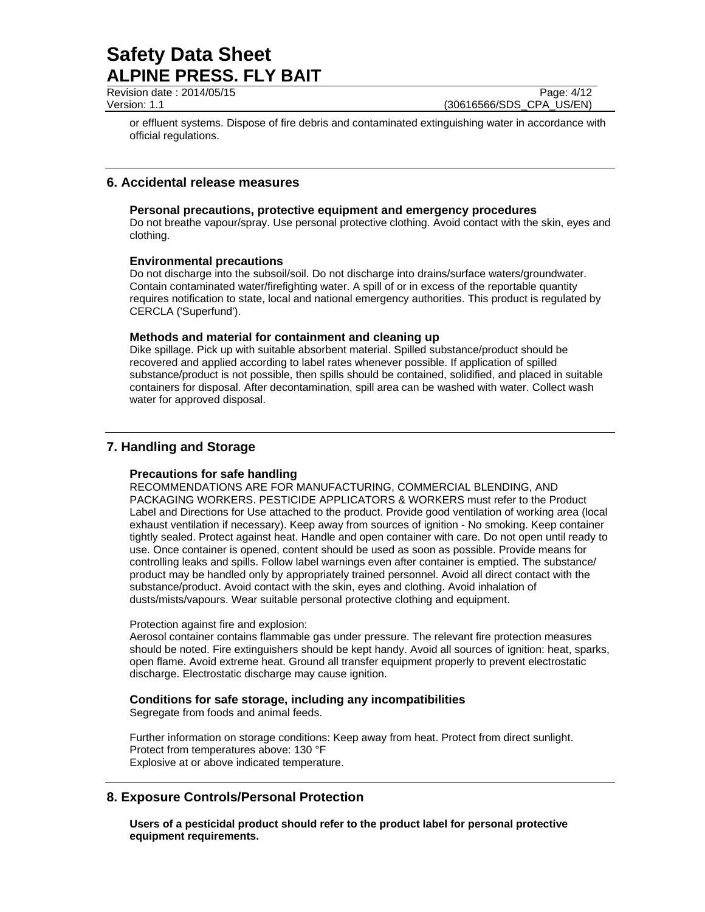or effluent systems. Dispose of fire debris and contaminated extinguishing water in accordance with official regulations.

## 6. Accidental release measures

### Personal precautions, protective equipment and emergency procedures

Do not breathe vapour/spray. Use personal protective clothing. Avoid contact with the skin, eyes and clothing.

### Environmental precautions

Do not discharge into the subsoil/soil. Do not discharge into drains/surface waters/groundwater. Contain contaminated water/firefighting water. A spill of or in excess of the reportable quantity requires notification to state, local and national emergency authorities. This product is regulated by CERCLA ('Superfund').

### Methods and material for containment and cleaning up

Dike spillage. Pick up with suitable absorbent material. Spilled substance/product should be recovered and applied according to label rates whenever possible. If application of spilled substance/product is not possible, then spills should be contained, solidified, and placed in suitable containers for disposal. After decontamination, spill area can be washed with water. Collect wash water for approved disposal.

## 7. Handling and Storage

### Precautions for safe handling

RECOMMENDATIONS ARE FOR MANUFACTURING, COMMERCIAL BLENDING, AND PACKAGING WORKERS. PESTICIDE APPLICATORS & WORKERS must refer to the Product Label and Directions for Use attached to the product. Provide good ventilation of working area (local exhaust ventilation if necessary). Keep away from sources of ignition - No smoking. Keep container tightly sealed. Protect against heat. Handle and open container with care. Do not open until ready to use. Once container is opened, content should be used as soon as possible. Provide means for controlling leaks and spills. Follow label warnings even after container is emptied. The substance/ product may be handled only by appropriately trained personnel. Avoid all direct contact with the substance/product. Avoid contact with the skin, eyes and clothing. Avoid inhalation of dusts/mists/vapours. Wear suitable personal protective clothing and equipment.

Protection against fire and explosion:
Aerosol container contains flammable gas under pressure. The relevant fire protection measures should be noted. Fire extinguishers should be kept handy. Avoid all sources of ignition: heat, sparks, open flame. Avoid extreme heat. Ground all transfer equipment properly to prevent electrostatic discharge. Electrostatic discharge may cause ignition.

### Conditions for safe storage, including any incompatibilities

Segregate from foods and animal feeds.

Further information on storage conditions: Keep away from heat. Protect from direct sunlight.
Protect from temperatures above: 130 °F
Explosive at or above indicated temperature.

## 8. Exposure Controls/Personal Protection

**Users of a pesticidal product should refer to the product label for personal protective equipment requirements.**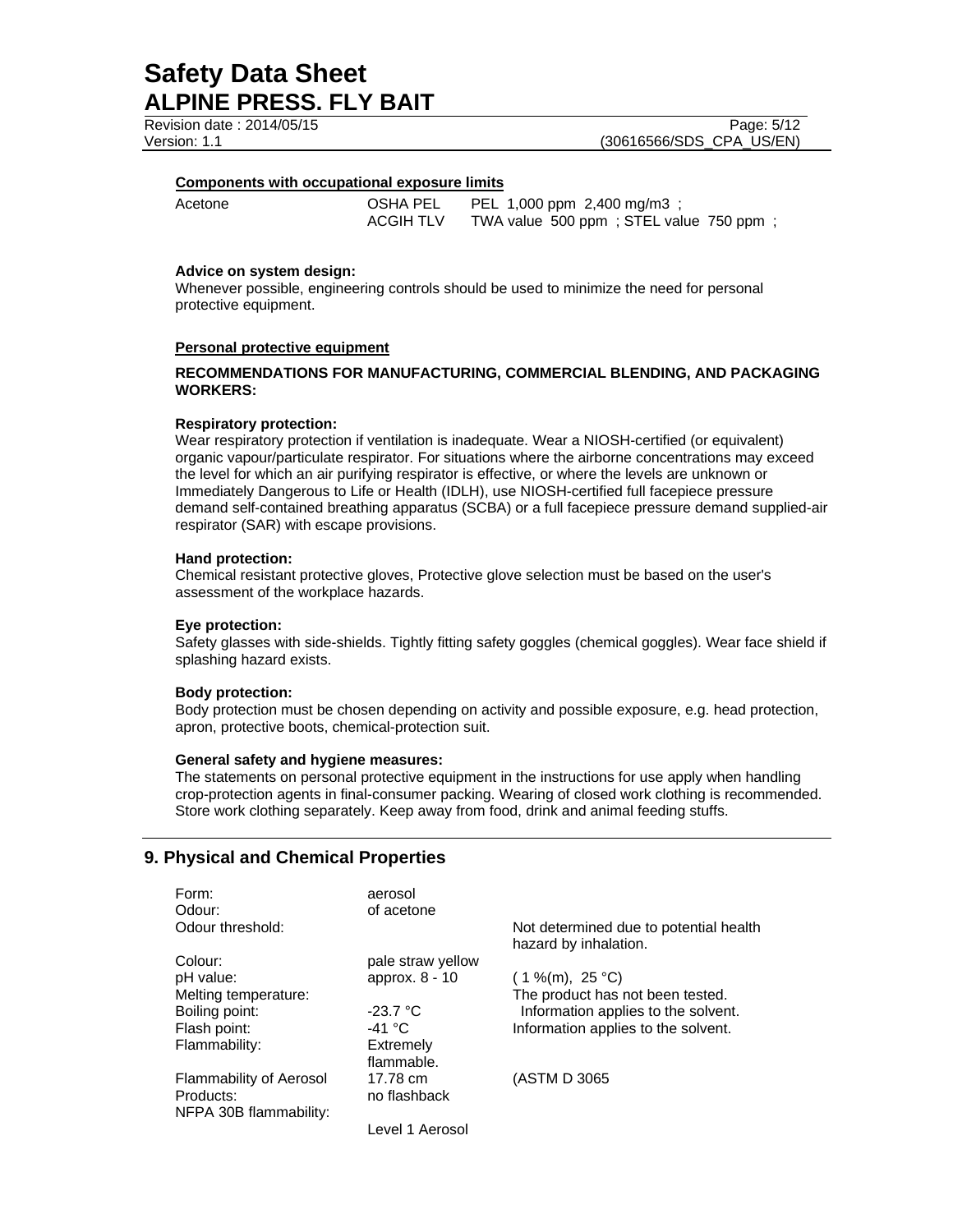**Components with occupational exposure limits**

| | | |
|---|---|---|
| Acetone | OSHA PEL | PEL 1,000 ppm 2,400 mg/m3 ; |
| | ACGIH TLV | TWA value 500 ppm ; STEL value 750 ppm ; |

**Advice on system design:**
Whenever possible, engineering controls should be used to minimize the need for personal protective equipment.

**Personal protective equipment**

**RECOMMENDATIONS FOR MANUFACTURING, COMMERCIAL BLENDING, AND PACKAGING WORKERS:**

**Respiratory protection:**
Wear respiratory protection if ventilation is inadequate. Wear a NIOSH-certified (or equivalent) organic vapour/particulate respirator. For situations where the airborne concentrations may exceed the level for which an air purifying respirator is effective, or where the levels are unknown or Immediately Dangerous to Life or Health (IDLH), use NIOSH-certified full facepiece pressure demand self-contained breathing apparatus (SCBA) or a full facepiece pressure demand supplied-air respirator (SAR) with escape provisions.

**Hand protection:**
Chemical resistant protective gloves, Protective glove selection must be based on the user's assessment of the workplace hazards.

**Eye protection:**
Safety glasses with side-shields. Tightly fitting safety goggles (chemical goggles). Wear face shield if splashing hazard exists.

**Body protection:**
Body protection must be chosen depending on activity and possible exposure, e.g. head protection, apron, protective boots, chemical-protection suit.

**General safety and hygiene measures:**
The statements on personal protective equipment in the instructions for use apply when handling crop-protection agents in final-consumer packing. Wearing of closed work clothing is recommended. Store work clothing separately. Keep away from food, drink and animal feeding stuffs.

## 9. Physical and Chemical Properties

| | | |
|---|---|---|
| Form: | aerosol | |
| Odour: | of acetone | |
| Odour threshold: | | Not determined due to potential health hazard by inhalation. |
| Colour: | pale straw yellow | |
| pH value: | approx. 8 - 10 | ( 1 %(m), 25 °C) |
| Melting temperature: | | The product has not been tested. |
| Boiling point: | -23.7 °C | Information applies to the solvent. |
| Flash point: | -41 °C | Information applies to the solvent. |
| Flammability: | Extremely flammable. | |
| Flammability of Aerosol Products: | 17.78 cm no flashback | (ASTM D 3065 |
| NFPA 30B flammability: | Level 1 Aerosol | |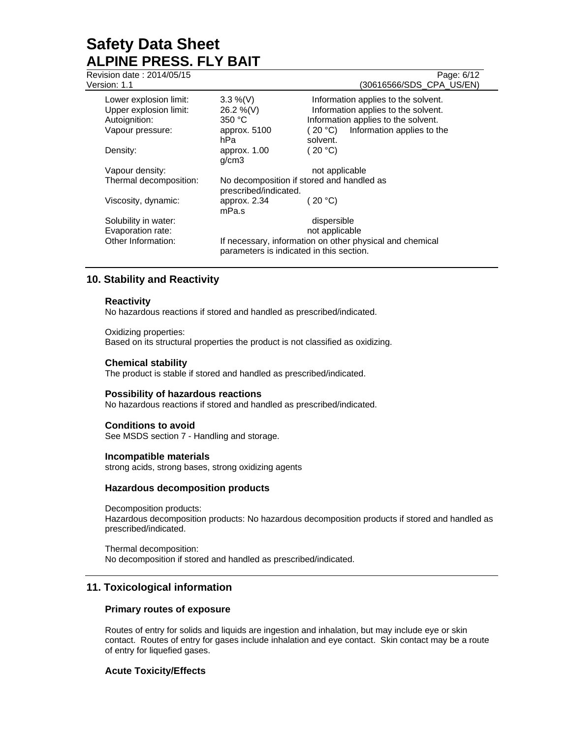| | | |
|---|---|---|
| Lower explosion limit: | 3.3 %(V) | Information applies to the solvent. |
| Upper explosion limit: | 26.2 %(V) | Information applies to the solvent. |
| Autoignition: | 350 °C | Information applies to the solvent. |
| Vapour pressure: | approx. 5100 hPa | ( 20 °C) Information applies to the solvent. |
| Density: | approx. 1.00 g/cm3 | ( 20 °C) |
| Vapour density: | | not applicable |
| Thermal decomposition: | No decomposition if stored and handled as prescribed/indicated. | |
| Viscosity, dynamic: | approx. 2.34 mPa.s | ( 20 °C) |
| Solubility in water: | | dispersible |
| Evaporation rate: | | not applicable |
| Other Information: | If necessary, information on other physical and chemical parameters is indicated in this section. | |

## 10. Stability and Reactivity

### Reactivity

No hazardous reactions if stored and handled as prescribed/indicated.

Oxidizing properties:
Based on its structural properties the product is not classified as oxidizing.

### Chemical stability

The product is stable if stored and handled as prescribed/indicated.

### Possibility of hazardous reactions

No hazardous reactions if stored and handled as prescribed/indicated.

### Conditions to avoid

See MSDS section 7 - Handling and storage.

### Incompatible materials

strong acids, strong bases, strong oxidizing agents

### Hazardous decomposition products

Decomposition products:
Hazardous decomposition products: No hazardous decomposition products if stored and handled as prescribed/indicated.

Thermal decomposition:
No decomposition if stored and handled as prescribed/indicated.

## 11. Toxicological information

### Primary routes of exposure

Routes of entry for solids and liquids are ingestion and inhalation, but may include eye or skin contact. Routes of entry for gases include inhalation and eye contact. Skin contact may be a route of entry for liquefied gases.

### Acute Toxicity/Effects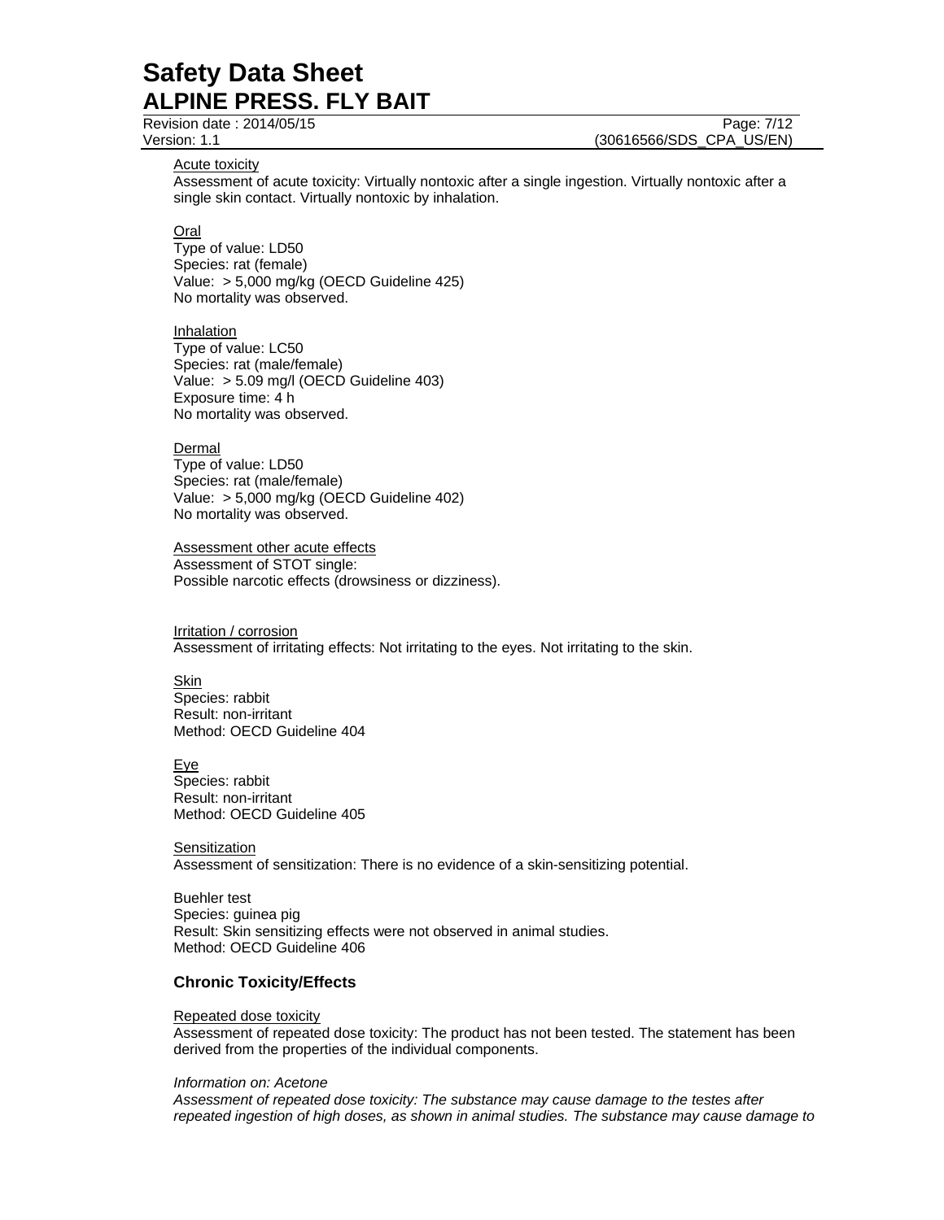Acute toxicity
Assessment of acute toxicity: Virtually nontoxic after a single ingestion. Virtually nontoxic after a single skin contact. Virtually nontoxic by inhalation.

Oral
Type of value: LD50
Species: rat (female)
Value: > 5,000 mg/kg (OECD Guideline 425)
No mortality was observed.

Inhalation
Type of value: LC50
Species: rat (male/female)
Value: > 5.09 mg/l (OECD Guideline 403)
Exposure time: 4 h
No mortality was observed.

Dermal
Type of value: LD50
Species: rat (male/female)
Value: > 5,000 mg/kg (OECD Guideline 402)
No mortality was observed.

Assessment other acute effects
Assessment of STOT single:
Possible narcotic effects (drowsiness or dizziness).

Irritation / corrosion
Assessment of irritating effects: Not irritating to the eyes. Not irritating to the skin.

Skin
Species: rabbit
Result: non-irritant
Method: OECD Guideline 404

Eye
Species: rabbit
Result: non-irritant
Method: OECD Guideline 405

Sensitization
Assessment of sensitization: There is no evidence of a skin-sensitizing potential.

Buehler test
Species: guinea pig
Result: Skin sensitizing effects were not observed in animal studies.
Method: OECD Guideline 406

### Chronic Toxicity/Effects

Repeated dose toxicity
Assessment of repeated dose toxicity: The product has not been tested. The statement has been derived from the properties of the individual components.

*Information on: Acetone*
*Assessment of repeated dose toxicity: The substance may cause damage to the testes after repeated ingestion of high doses, as shown in animal studies. The substance may cause damage to*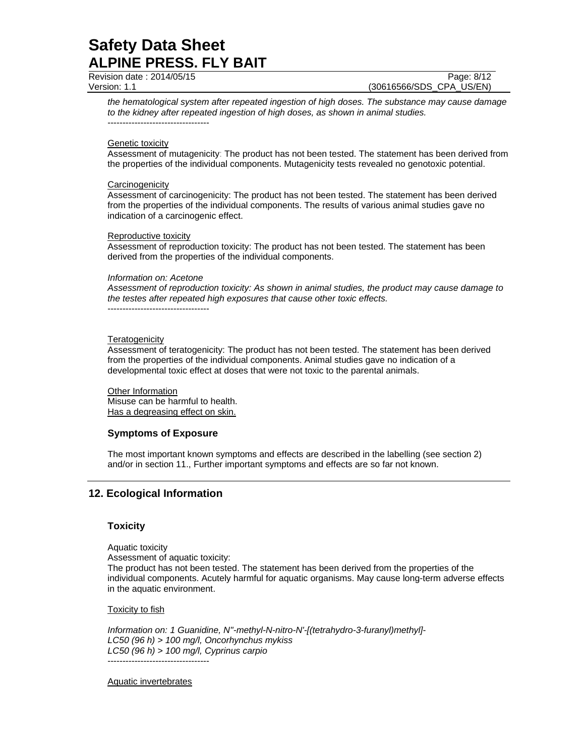*the hematological system after repeated ingestion of high doses. The substance may cause damage to the kidney after repeated ingestion of high doses, as shown in animal studies.*
----------------------------------

Genetic toxicity
Assessment of mutagenicity: The product has not been tested. The statement has been derived from the properties of the individual components. Mutagenicity tests revealed no genotoxic potential.

Carcinogenicity
Assessment of carcinogenicity: The product has not been tested. The statement has been derived from the properties of the individual components. The results of various animal studies gave no indication of a carcinogenic effect.

Reproductive toxicity
Assessment of reproduction toxicity: The product has not been tested. The statement has been derived from the properties of the individual components.

*Information on: Acetone*
*Assessment of reproduction toxicity: As shown in animal studies, the product may cause damage to the testes after repeated high exposures that cause other toxic effects.*
----------------------------------

Teratogenicity
Assessment of teratogenicity: The product has not been tested. The statement has been derived from the properties of the individual components. Animal studies gave no indication of a developmental toxic effect at doses that were not toxic to the parental animals.

Other Information
Misuse can be harmful to health.
Has a degreasing effect on skin.

### Symptoms of Exposure

The most important known symptoms and effects are described in the labelling (see section 2) and/or in section 11., Further important symptoms and effects are so far not known.

## 12. Ecological Information

### Toxicity

Aquatic toxicity
Assessment of aquatic toxicity:
The product has not been tested. The statement has been derived from the properties of the individual components. Acutely harmful for aquatic organisms. May cause long-term adverse effects in the aquatic environment.

Toxicity to fish

*Information on: 1 Guanidine, N''-methyl-N-nitro-N'-[(tetrahydro-3-furanyl)methyl]-*
*LC50 (96 h) > 100 mg/l, Oncorhynchus mykiss*
*LC50 (96 h) > 100 mg/l, Cyprinus carpio*
----------------------------------

Aquatic invertebrates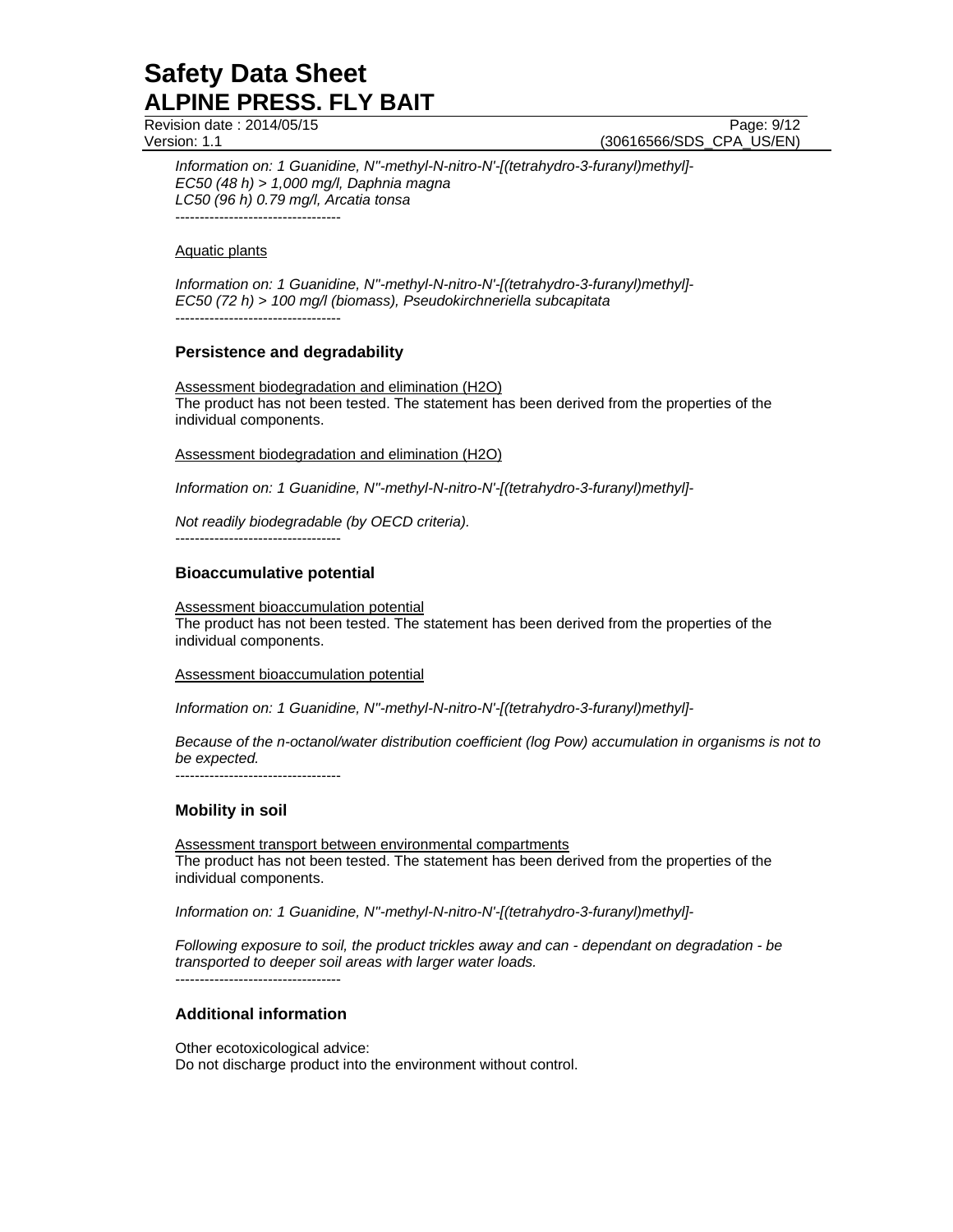*Information on: 1 Guanidine, N''-methyl-N-nitro-N'-[(tetrahydro-3-furanyl)methyl]-*
*EC50 (48 h) > 1,000 mg/l, Daphnia magna*
*LC50 (96 h) 0.79 mg/l, Arcatia tonsa*
----------------------------------

Aquatic plants

*Information on: 1 Guanidine, N''-methyl-N-nitro-N'-[(tetrahydro-3-furanyl)methyl]-*
*EC50 (72 h) > 100 mg/l (biomass), Pseudokirchneriella subcapitata*
----------------------------------

### Persistence and degradability

Assessment biodegradation and elimination ($H_2O$)
The product has not been tested. The statement has been derived from the properties of the individual components.

Assessment biodegradation and elimination ($H_2O$)

*Information on: 1 Guanidine, N''-methyl-N-nitro-N'-[(tetrahydro-3-furanyl)methyl]-*

*Not readily biodegradable (by OECD criteria).*
----------------------------------

### Bioaccumulative potential

Assessment bioaccumulation potential
The product has not been tested. The statement has been derived from the properties of the individual components.

Assessment bioaccumulation potential

*Information on: 1 Guanidine, N''-methyl-N-nitro-N'-[(tetrahydro-3-furanyl)methyl]-*

*Because of the n-octanol/water distribution coefficient (log Pow) accumulation in organisms is not to be expected.*
----------------------------------

### Mobility in soil

Assessment transport between environmental compartments
The product has not been tested. The statement has been derived from the properties of the individual components.

*Information on: 1 Guanidine, N''-methyl-N-nitro-N'-[(tetrahydro-3-furanyl)methyl]-*

*Following exposure to soil, the product trickles away and can - dependant on degradation - be transported to deeper soil areas with larger water loads.*
----------------------------------

### Additional information

Other ecotoxicological advice:
Do not discharge product into the environment without control.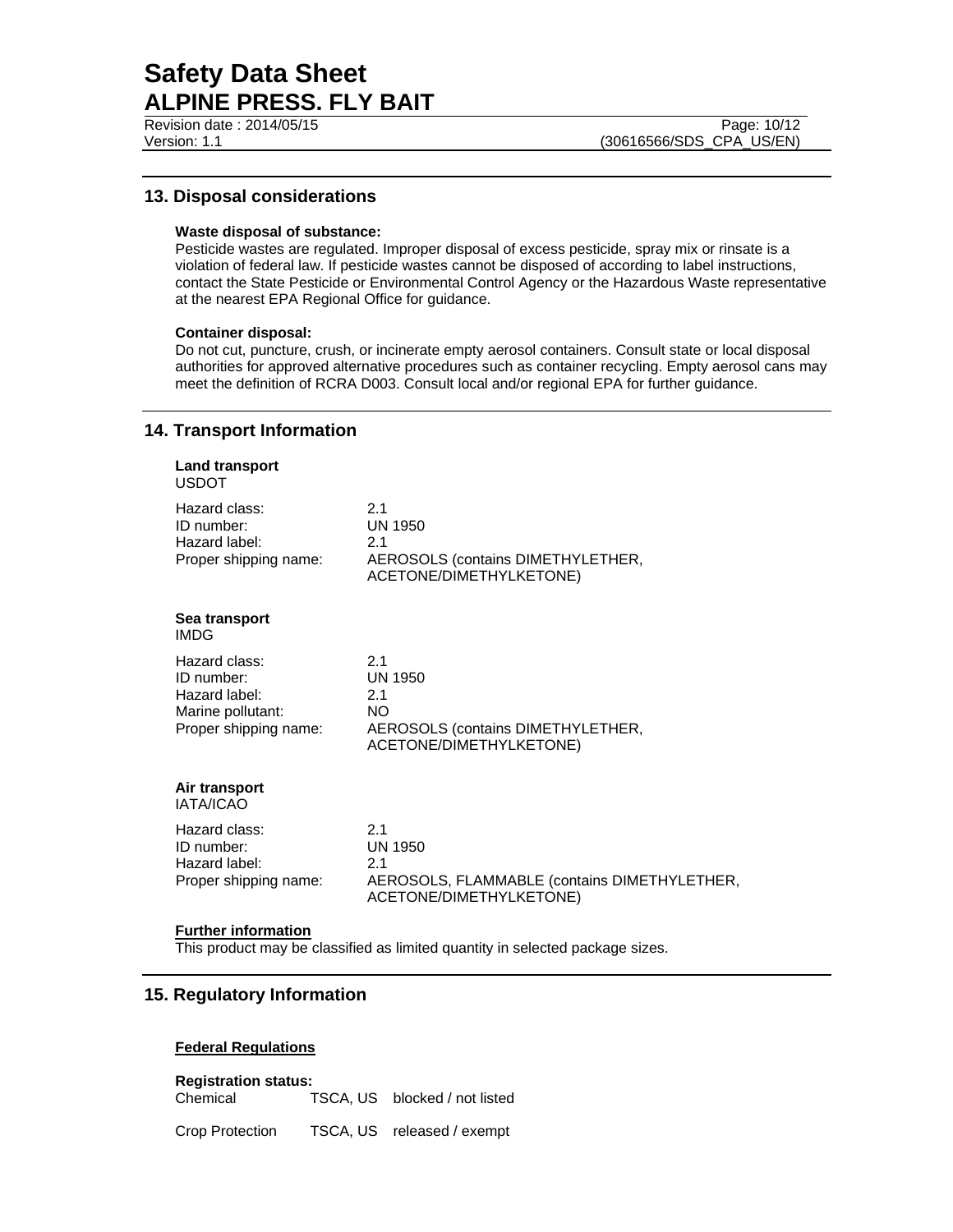## 13. Disposal considerations

**Waste disposal of substance:**
Pesticide wastes are regulated. Improper disposal of excess pesticide, spray mix or rinsate is a violation of federal law. If pesticide wastes cannot be disposed of according to label instructions, contact the State Pesticide or Environmental Control Agency or the Hazardous Waste representative at the nearest EPA Regional Office for guidance.

**Container disposal:**
Do not cut, puncture, crush, or incinerate empty aerosol containers. Consult state or local disposal authorities for approved alternative procedures such as container recycling. Empty aerosol cans may meet the definition of RCRA D003. Consult local and/or regional EPA for further guidance.

## 14. Transport Information

**Land transport**
USDOT

| | |
|---|---|
| Hazard class: | 2.1 |
| ID number: | UN 1950 |
| Hazard label: | 2.1 |
| Proper shipping name: | AEROSOLS (contains DIMETHYLETHER, ACETONE/DIMETHYLKETONE) |

**Sea transport**
IMDG

| | |
|---|---|
| Hazard class: | 2.1 |
| ID number: | UN 1950 |
| Hazard label: | 2.1 |
| Marine pollutant: | NO |
| Proper shipping name: | AEROSOLS (contains DIMETHYLETHER, ACETONE/DIMETHYLKETONE) |

**Air transport**
IATA/ICAO

| | |
|---|---|
| Hazard class: | 2.1 |
| ID number: | UN 1950 |
| Hazard label: | 2.1 |
| Proper shipping name: | AEROSOLS, FLAMMABLE (contains DIMETHYLETHER, ACETONE/DIMETHYLKETONE) |

**Further information**
This product may be classified as limited quantity in selected package sizes.

## 15. Regulatory Information

**Federal Regulations**

**Registration status:**

| | | |
|---|---|---|
| Chemical | TSCA, US | blocked / not listed |
| Crop Protection | TSCA, US | released / exempt |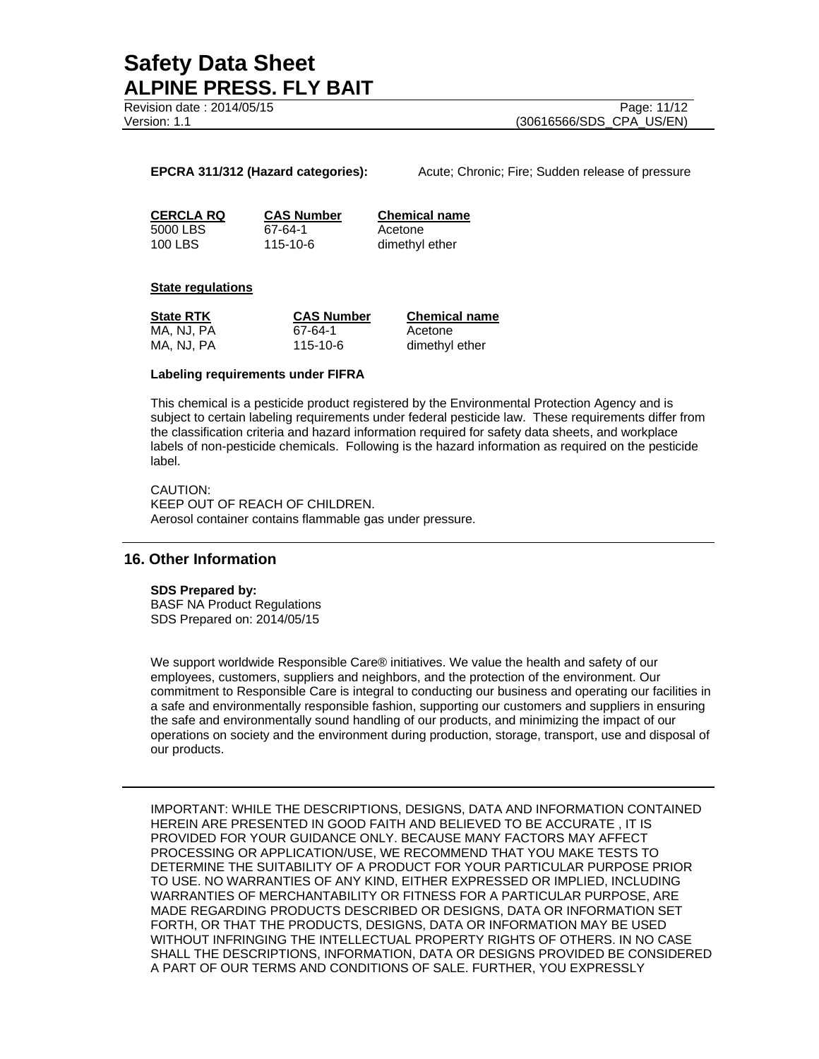**EPCRA 311/312 (Hazard categories):** Acute; Chronic; Fire; Sudden release of pressure

| CERCLA RQ | CAS Number | Chemical name |
|---|---|---|
| 5000 LBS | 67-64-1 | Acetone |
| 100 LBS | 115-10-6 | dimethyl ether |

**State regulations**

| State RTK | CAS Number | Chemical name |
|---|---|---|
| MA, NJ, PA | 67-64-1 | Acetone |
| MA, NJ, PA | 115-10-6 | dimethyl ether |

**Labeling requirements under FIFRA**

This chemical is a pesticide product registered by the Environmental Protection Agency and is subject to certain labeling requirements under federal pesticide law. These requirements differ from the classification criteria and hazard information required for safety data sheets, and workplace labels of non-pesticide chemicals. Following is the hazard information as required on the pesticide label.

CAUTION:
KEEP OUT OF REACH OF CHILDREN.
Aerosol container contains flammable gas under pressure.

## 16. Other Information

**SDS Prepared by:**
BASF NA Product Regulations
SDS Prepared on: 2014/05/15

We support worldwide Responsible Care® initiatives. We value the health and safety of our employees, customers, suppliers and neighbors, and the protection of the environment. Our commitment to Responsible Care is integral to conducting our business and operating our facilities in a safe and environmentally responsible fashion, supporting our customers and suppliers in ensuring the safe and environmentally sound handling of our products, and minimizing the impact of our operations on society and the environment during production, storage, transport, use and disposal of our products.

---

IMPORTANT: WHILE THE DESCRIPTIONS, DESIGNS, DATA AND INFORMATION CONTAINED HEREIN ARE PRESENTED IN GOOD FAITH AND BELIEVED TO BE ACCURATE , IT IS PROVIDED FOR YOUR GUIDANCE ONLY. BECAUSE MANY FACTORS MAY AFFECT PROCESSING OR APPLICATION/USE, WE RECOMMEND THAT YOU MAKE TESTS TO DETERMINE THE SUITABILITY OF A PRODUCT FOR YOUR PARTICULAR PURPOSE PRIOR TO USE. NO WARRANTIES OF ANY KIND, EITHER EXPRESSED OR IMPLIED, INCLUDING WARRANTIES OF MERCHANTABILITY OR FITNESS FOR A PARTICULAR PURPOSE, ARE MADE REGARDING PRODUCTS DESCRIBED OR DESIGNS, DATA OR INFORMATION SET FORTH, OR THAT THE PRODUCTS, DESIGNS, DATA OR INFORMATION MAY BE USED WITHOUT INFRINGING THE INTELLECTUAL PROPERTY RIGHTS OF OTHERS. IN NO CASE SHALL THE DESCRIPTIONS, INFORMATION, DATA OR DESIGNS PROVIDED BE CONSIDERED A PART OF OUR TERMS AND CONDITIONS OF SALE. FURTHER, YOU EXPRESSLY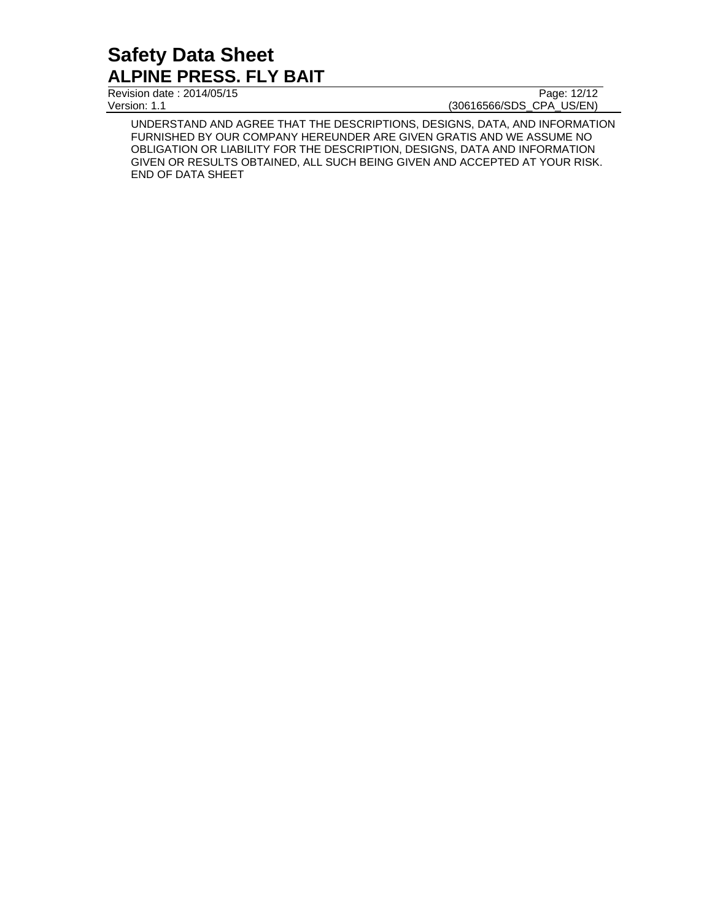UNDERSTAND AND AGREE THAT THE DESCRIPTIONS, DESIGNS, DATA, AND INFORMATION FURNISHED BY OUR COMPANY HEREUNDER ARE GIVEN GRATIS AND WE ASSUME NO OBLIGATION OR LIABILITY FOR THE DESCRIPTION, DESIGNS, DATA AND INFORMATION GIVEN OR RESULTS OBTAINED, ALL SUCH BEING GIVEN AND ACCEPTED AT YOUR RISK.
END OF DATA SHEET